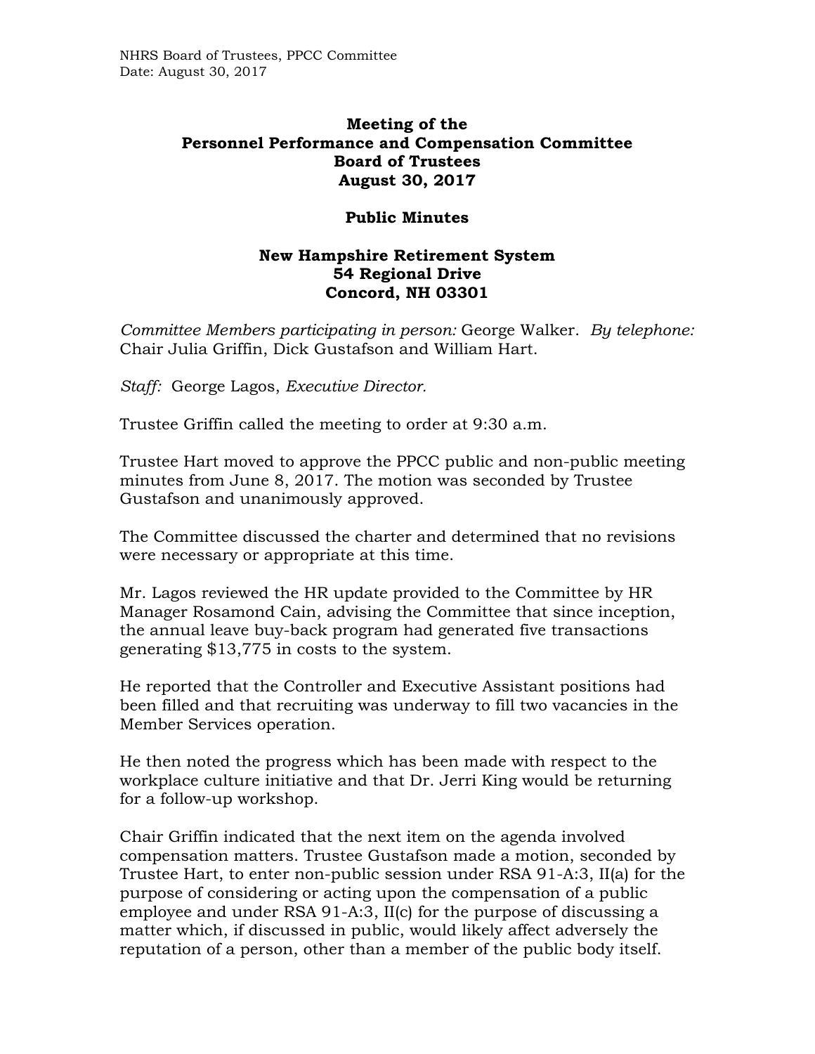# Meeting of the Personnel Performance and Compensation Committee Board of Trustees August 30, 2017

## Public Minutes

### New Hampshire Retirement System
### 54 Regional Drive
### Concord, NH 03301

*Committee Members participating in person:* George Walker. *By telephone:* Chair Julia Griffin, Dick Gustafson and William Hart.

*Staff:* George Lagos, *Executive Director.*

Trustee Griffin called the meeting to order at 9:30 a.m.

Trustee Hart moved to approve the PPCC public and non-public meeting minutes from June 8, 2017. The motion was seconded by Trustee Gustafson and unanimously approved.

The Committee discussed the charter and determined that no revisions were necessary or appropriate at this time.

Mr. Lagos reviewed the HR update provided to the Committee by HR Manager Rosamond Cain, advising the Committee that since inception, the annual leave buy-back program had generated five transactions generating $13,775 in costs to the system.

He reported that the Controller and Executive Assistant positions had been filled and that recruiting was underway to fill two vacancies in the Member Services operation.

He then noted the progress which has been made with respect to the workplace culture initiative and that Dr. Jerri King would be returning for a follow-up workshop.

Chair Griffin indicated that the next item on the agenda involved compensation matters. Trustee Gustafson made a motion, seconded by Trustee Hart, to enter non-public session under RSA 91-A:3, II(a) for the purpose of considering or acting upon the compensation of a public employee and under RSA 91-A:3, II(c) for the purpose of discussing a matter which, if discussed in public, would likely affect adversely the reputation of a person, other than a member of the public body itself.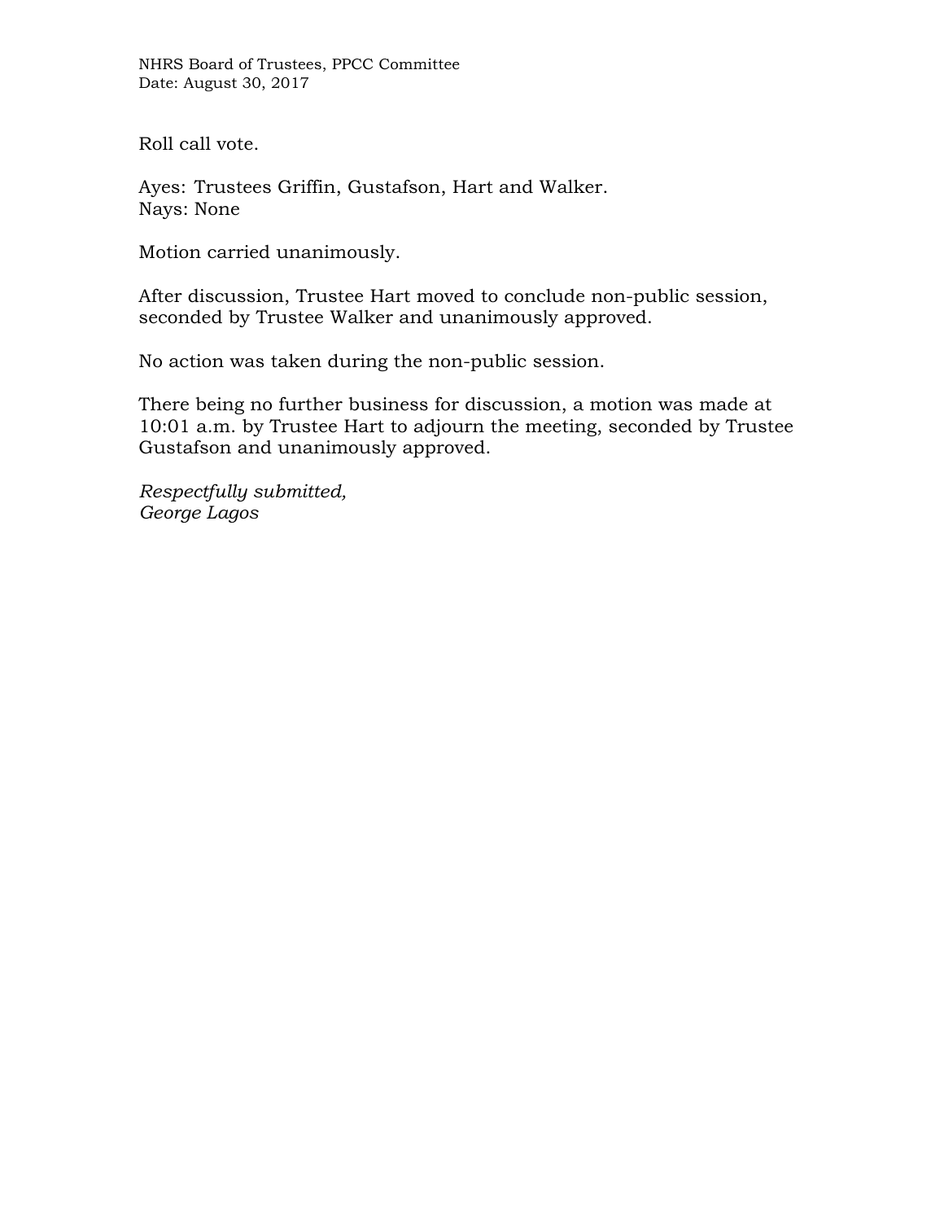Roll call vote.

Ayes: Trustees Griffin, Gustafson, Hart and Walker.
Nays: None

Motion carried unanimously.

After discussion, Trustee Hart moved to conclude non-public session, seconded by Trustee Walker and unanimously approved.

No action was taken during the non-public session.

There being no further business for discussion, a motion was made at 10:01 a.m. by Trustee Hart to adjourn the meeting, seconded by Trustee Gustafson and unanimously approved.

*Respectfully submitted,*
*George Lagos*